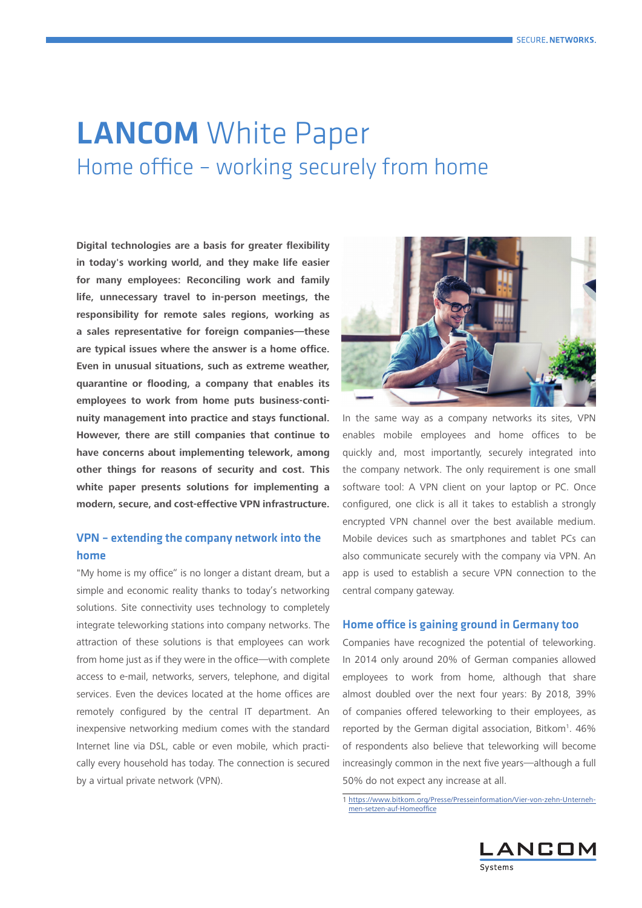# **LANCOM** White Paper

## Home office – working securely from home

**Digital technologies are a basis for greater flexibility in today's working world, and they make life easier for many employees: Reconciling work and family life, unnecessary travel to in-person meetings, the responsibility for remote sales regions, working as a sales representative for foreign companies—these are typical issues where the answer is a home office. Even in unusual situations, such as extreme weather, quarantine or flooding, a company that enables its employees to work from home puts business-continuity management into practice and stays functional. However, there are still companies that continue to have concerns about implementing telework, among other things for reasons of security and cost. This white paper presents solutions for implementing a modern, secure, and cost-effective VPN infrastructure.**

### VPN – extending the company network into the home

"My home is my office" is no longer a distant dream, but a simple and economic reality thanks to today's networking solutions. Site connectivity uses technology to completely integrate teleworking stations into company networks. The attraction of these solutions is that employees can work from home just as if they were in the office—with complete access to e-mail, networks, servers, telephone, and digital services. Even the devices located at the home offices are remotely configured by the central IT department. An inexpensive networking medium comes with the standard Internet line via DSL, cable or even mobile, which practically every household has today. The connection is secured by a virtual private network (VPN).

In the same way as a company networks its sites, VPN enables mobile employees and home offices to be quickly and, most importantly, securely integrated into the company network. The only requirement is one small software tool: A VPN client on your laptop or PC. Once configured, one click is all it takes to establish a strongly encrypted VPN channel over the best available medium. Mobile devices such as smartphones and tablet PCs can also communicate securely with the company via VPN. An app is used to establish a secure VPN connection to the central company gateway.

### Home office is gaining ground in Germany too

Companies have recognized the potential of teleworking. In 2014 only around 20% of German companies allowed employees to work from home, although that share almost doubled over the next four years: By 2018, 39% of companies offered teleworking to their employees, as reported by the German digital association, Bitkom[1]. 46% of respondents also believe that teleworking will become increasingly common in the next five years—although a full 50% do not expect any increase at all.

1 https://www.bitkom.org/Presse/Presseinformation/Vier-von-zehn-Unternehmen-setzen-auf-Homeoffice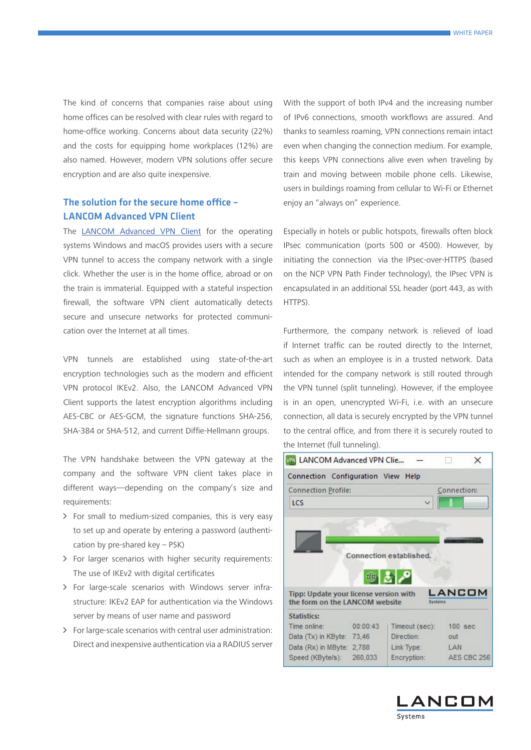The kind of concerns that companies raise about using home offices can be resolved with clear rules with regard to home-office working. Concerns about data security (22%) and the costs for equipping home workplaces (12%) are also named. However, modern VPN solutions offer secure encryption and are also quite inexpensive.

## The solution for the secure home office – LANCOM Advanced VPN Client

The LANCOM Advanced VPN Client for the operating systems Windows and macOS provides users with a secure VPN tunnel to access the company network with a single click. Whether the user is in the home office, abroad or on the train is immaterial. Equipped with a stateful inspection firewall, the software VPN client automatically detects secure and unsecure networks for protected communication over the Internet at all times.

VPN tunnels are established using state-of-the-art encryption technologies such as the modern and efficient VPN protocol IKEv2. Also, the LANCOM Advanced VPN Client supports the latest encryption algorithms including AES-CBC or AES-GCM, the signature functions SHA-256, SHA-384 or SHA-512, and current Diffie-Hellmann groups.

The VPN handshake between the VPN gateway at the company and the software VPN client takes place in different ways—depending on the company's size and requirements:

- For small to medium-sized companies, this is very easy to set up and operate by entering a password (authentication by pre-shared key – PSK)
- For larger scenarios with higher security requirements: The use of IKEv2 with digital certificates
- For large-scale scenarios with Windows server infrastructure: IKEv2 EAP for authentication via the Windows server by means of user name and password
- For large-scale scenarios with central user administration: Direct and inexpensive authentication via a RADIUS server

With the support of both IPv4 and the increasing number of IPv6 connections, smooth workflows are assured. And thanks to seamless roaming, VPN connections remain intact even when changing the connection medium. For example, this keeps VPN connections alive even when traveling by train and moving between mobile phone cells. Likewise, users in buildings roaming from cellular to Wi-Fi or Ethernet enjoy an "always on" experience.

Especially in hotels or public hotspots, firewalls often block IPsec communication (ports 500 or 4500). However, by initiating the connection via the IPsec-over-HTTPS (based on the NCP VPN Path Finder technology), the IPsec VPN is encapsulated in an additional SSL header (port 443, as with HTTPS).

Furthermore, the company network is relieved of load if Internet traffic can be routed directly to the Internet, such as when an employee is in a trusted network. Data intended for the company network is still routed through the VPN tunnel (split tunneling). However, if the employee is in an open, unencrypted Wi-Fi, i.e. with an unsecure connection, all data is securely encrypted by the VPN tunnel to the central office, and from there it is securely routed to the Internet (full tunneling).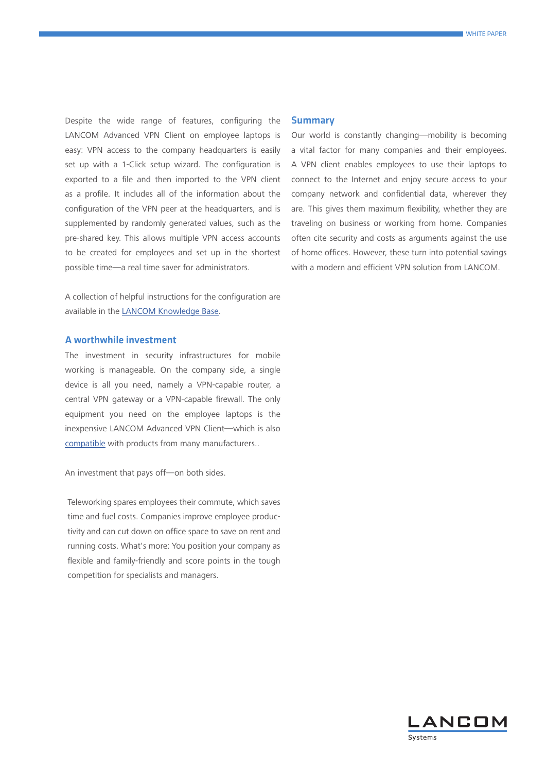Despite the wide range of features, configuring the LANCOM Advanced VPN Client on employee laptops is easy: VPN access to the company headquarters is easily set up with a 1-Click setup wizard. The configuration is exported to a file and then imported to the VPN client as a profile. It includes all of the information about the configuration of the VPN peer at the headquarters, and is supplemented by randomly generated values, such as the pre-shared key. This allows multiple VPN access accounts to be created for employees and set up in the shortest possible time—a real time saver for administrators.

A collection of helpful instructions for the configuration are available in the LANCOM Knowledge Base.

## A worthwhile investment

The investment in security infrastructures for mobile working is manageable. On the company side, a single device is all you need, namely a VPN-capable router, a central VPN gateway or a VPN-capable firewall. The only equipment you need on the employee laptops is the inexpensive LANCOM Advanced VPN Client—which is also compatible with products from many manufacturers..

An investment that pays off—on both sides.

Teleworking spares employees their commute, which saves time and fuel costs. Companies improve employee productivity and can cut down on office space to save on rent and running costs. What's more: You position your company as flexible and family-friendly and score points in the tough competition for specialists and managers.

## Summary

Our world is constantly changing—mobility is becoming a vital factor for many companies and their employees. A VPN client enables employees to use their laptops to connect to the Internet and enjoy secure access to your company network and confidential data, wherever they are. This gives them maximum flexibility, whether they are traveling on business or working from home. Companies often cite security and costs as arguments against the use of home offices. However, these turn into potential savings with a modern and efficient VPN solution from LANCOM.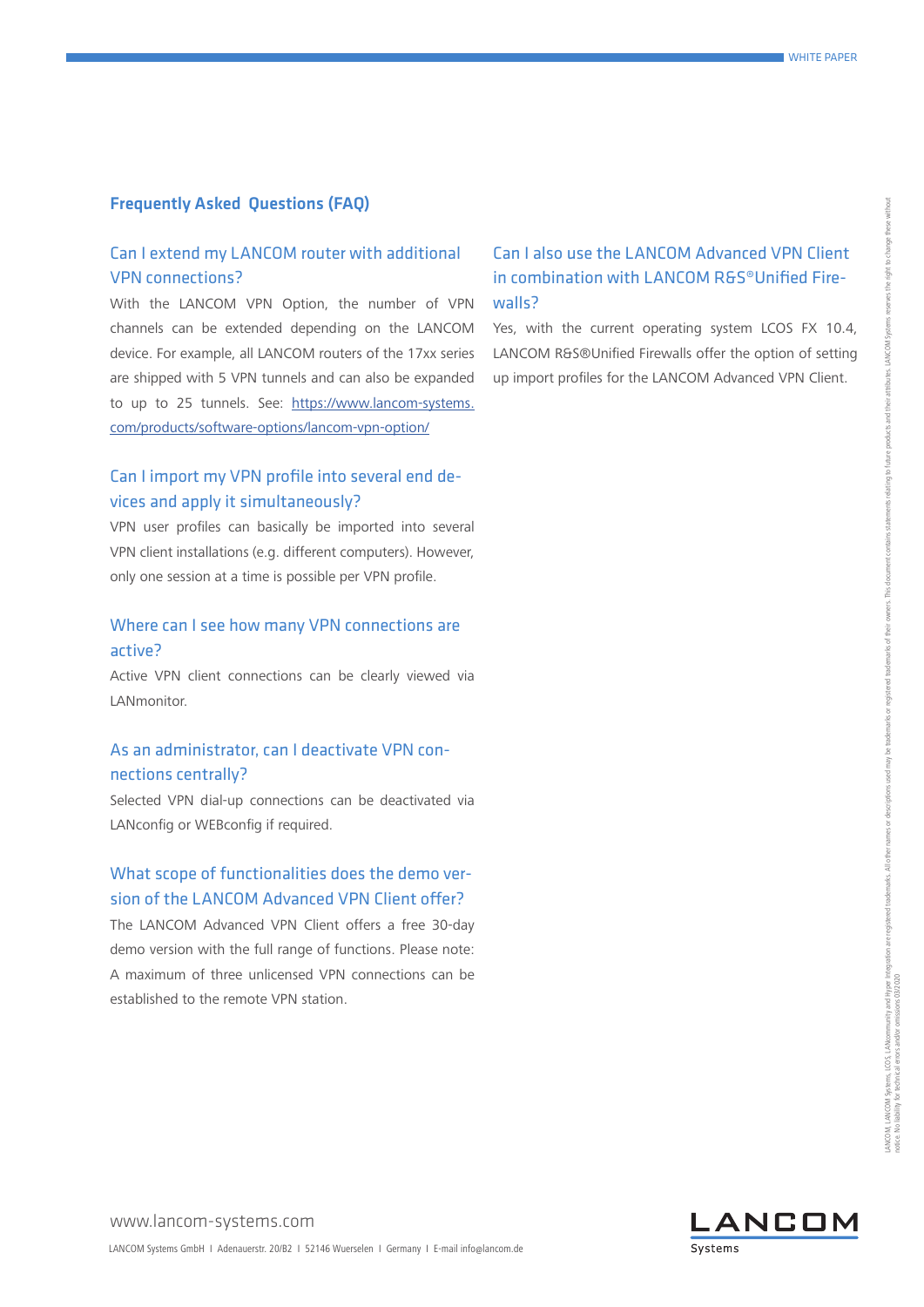## Frequently Asked Questions (FAQ)

### Can I extend my LANCOM router with additional VPN connections?

With the LANCOM VPN Option, the number of VPN channels can be extended depending on the LANCOM device. For example, all LANCOM routers of the 17xx series are shipped with 5 VPN tunnels and can also be expanded to up to 25 tunnels. See: https://www.lancom-systems.com/products/software-options/lancom-vpn-option/

### Can I import my VPN profile into several end devices and apply it simultaneously?

VPN user profiles can basically be imported into several VPN client installations (e.g. different computers). However, only one session at a time is possible per VPN profile.

### Where can I see how many VPN connections are active?

Active VPN client connections can be clearly viewed via LANmonitor.

### As an administrator, can I deactivate VPN connections centrally?

Selected VPN dial-up connections can be deactivated via LANconfig or WEBconfig if required.

### What scope of functionalities does the demo version of the LANCOM Advanced VPN Client offer?

The LANCOM Advanced VPN Client offers a free 30-day demo version with the full range of functions. Please note: A maximum of three unlicensed VPN connections can be established to the remote VPN station.

### Can I also use the LANCOM Advanced VPN Client in combination with LANCOM R&S®Unified Firewalls?

Yes, with the current operating system LCOS FX 10.4, LANCOM R&S®Unified Firewalls offer the option of setting up import profiles for the LANCOM Advanced VPN Client.